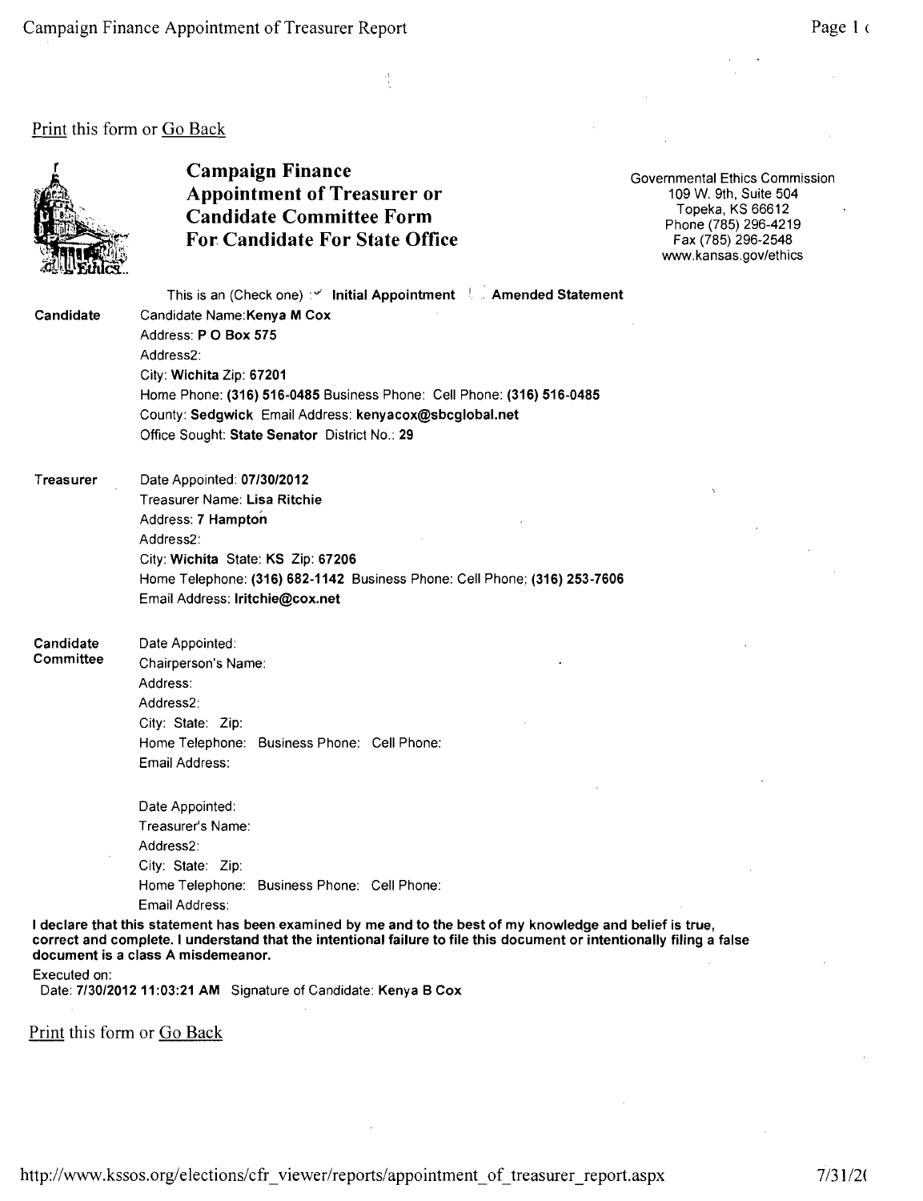Print this form or Go Back

# Campaign Finance Appointment of Treasurer or Candidate Committee Form For Candidate For State Office

Governmental Ethics Commission
109 W. 9th, Suite 504
Topeka, KS 66612
Phone (785) 296-4219
Fax (785) 296-2548
www.kansas.gov/ethics

This is an (Check one) : ✓ **Initial Appointment** ☐ **Amended Statement**

**Candidate**

Candidate Name: **Kenya M Cox**
Address: **P O Box 575**
Address2:
City: **Wichita** Zip: **67201**
Home Phone: **(316) 516-0485** Business Phone: Cell Phone: **(316) 516-0485**
County: **Sedgwick** Email Address: **kenyacox@sbcglobal.net**
Office Sought: **State Senator** District No.: **29**

**Treasurer**

Date Appointed: **07/30/2012**
Treasurer Name: **Lisa Ritchie**
Address: **7 Hampton**
Address2:
City: **Wichita** State: **KS** Zip: **67206**
Home Telephone: **(316) 682-1142** Business Phone: Cell Phone: **(316) 253-7606**
Email Address: **lritchie@cox.net**

**Candidate Committee**

Date Appointed:
Chairperson's Name:
Address:
Address2:
City: State: Zip:
Home Telephone: Business Phone: Cell Phone:
Email Address:

Date Appointed:
Treasurer's Name:
Address2:
City: State: Zip:
Home Telephone: Business Phone: Cell Phone:
Email Address:

**I declare that this statement has been examined by me and to the best of my knowledge and belief is true, correct and complete. I understand that the intentional failure to file this document or intentionally filing a false document is a class A misdemeanor.**

Executed on:
Date: **7/30/2012 11:03:21 AM** Signature of Candidate: **Kenya B Cox**

Print this form or Go Back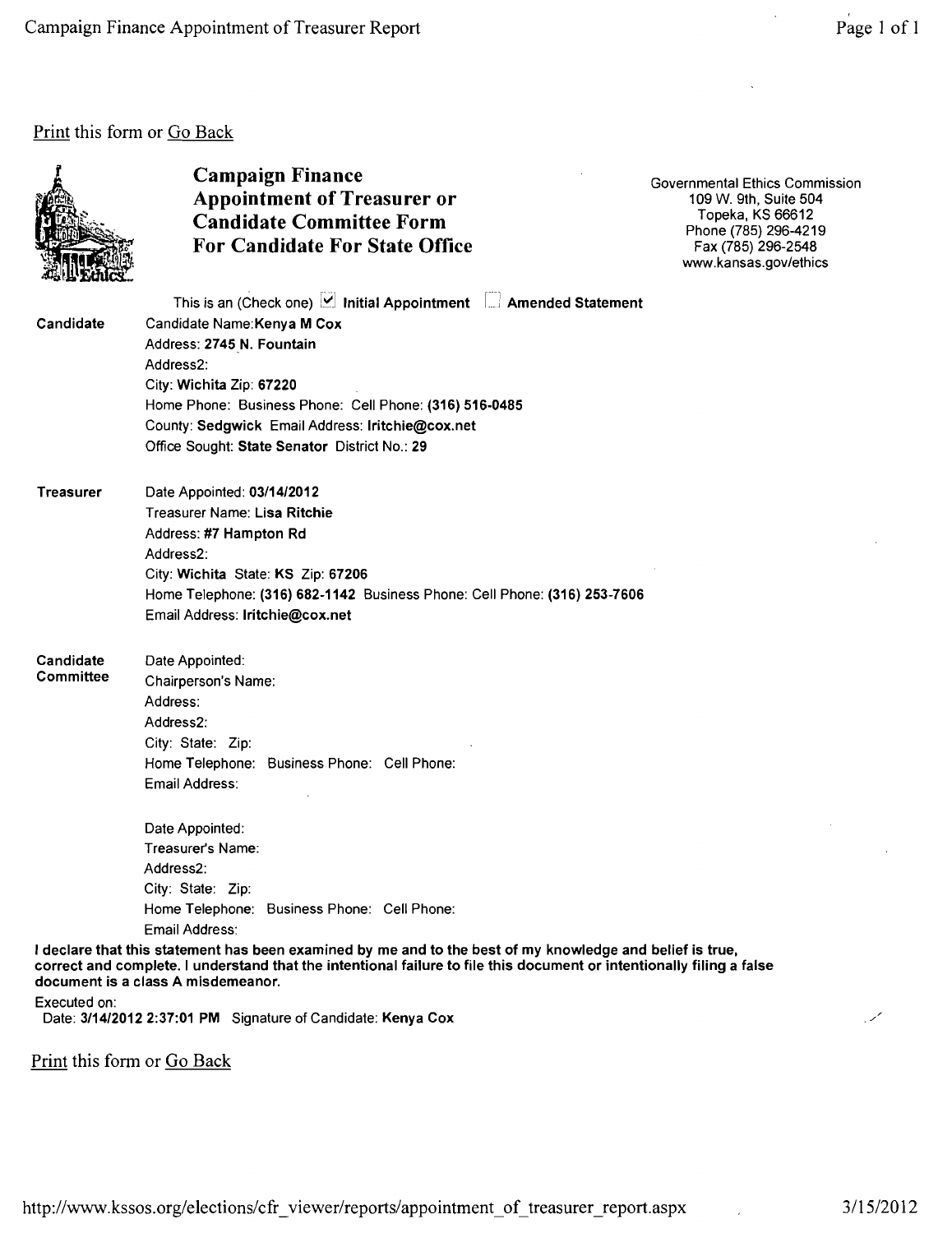Print this form or Go Back

# Campaign Finance Appointment of Treasurer or Candidate Committee Form For Candidate For State Office

Governmental Ethics Commission
109 W. 9th, Suite 504
Topeka, KS 66612
Phone (785) 296-4219
Fax (785) 296-2548
www.kansas.gov/ethics

This is an (Check one) ☑ **Initial Appointment** ☐ **Amended Statement**

**Candidate**

Candidate Name: **Kenya M Cox**
Address: **2745 N. Fountain**
Address2:
City: **Wichita** Zip: **67220**
Home Phone: Business Phone: Cell Phone: **(316) 516-0485**
County: **Sedgwick** Email Address: **lritchie@cox.net**
Office Sought: **State Senator** District No.: **29**

**Treasurer**

Date Appointed: **03/14/2012**
Treasurer Name: **Lisa Ritchie**
Address: **#7 Hampton Rd**
Address2:
City: **Wichita** State: **KS** Zip: **67206**
Home Telephone: **(316) 682-1142** Business Phone: Cell Phone: **(316) 253-7606**
Email Address: **lritchie@cox.net**

**Candidate Committee**

Date Appointed:
Chairperson's Name:
Address:
Address2:
City: State: Zip:
Home Telephone: Business Phone: Cell Phone:
Email Address:

Date Appointed:
Treasurer's Name:
Address2:
City: State: Zip:
Home Telephone: Business Phone: Cell Phone:
Email Address:

**I declare that this statement has been examined by me and to the best of my knowledge and belief is true, correct and complete. I understand that the intentional failure to file this document or intentionally filing a false document is a class A misdemeanor.**

Executed on:
Date: **3/14/2012 2:37:01 PM** Signature of Candidate: **Kenya Cox**

Print this form or Go Back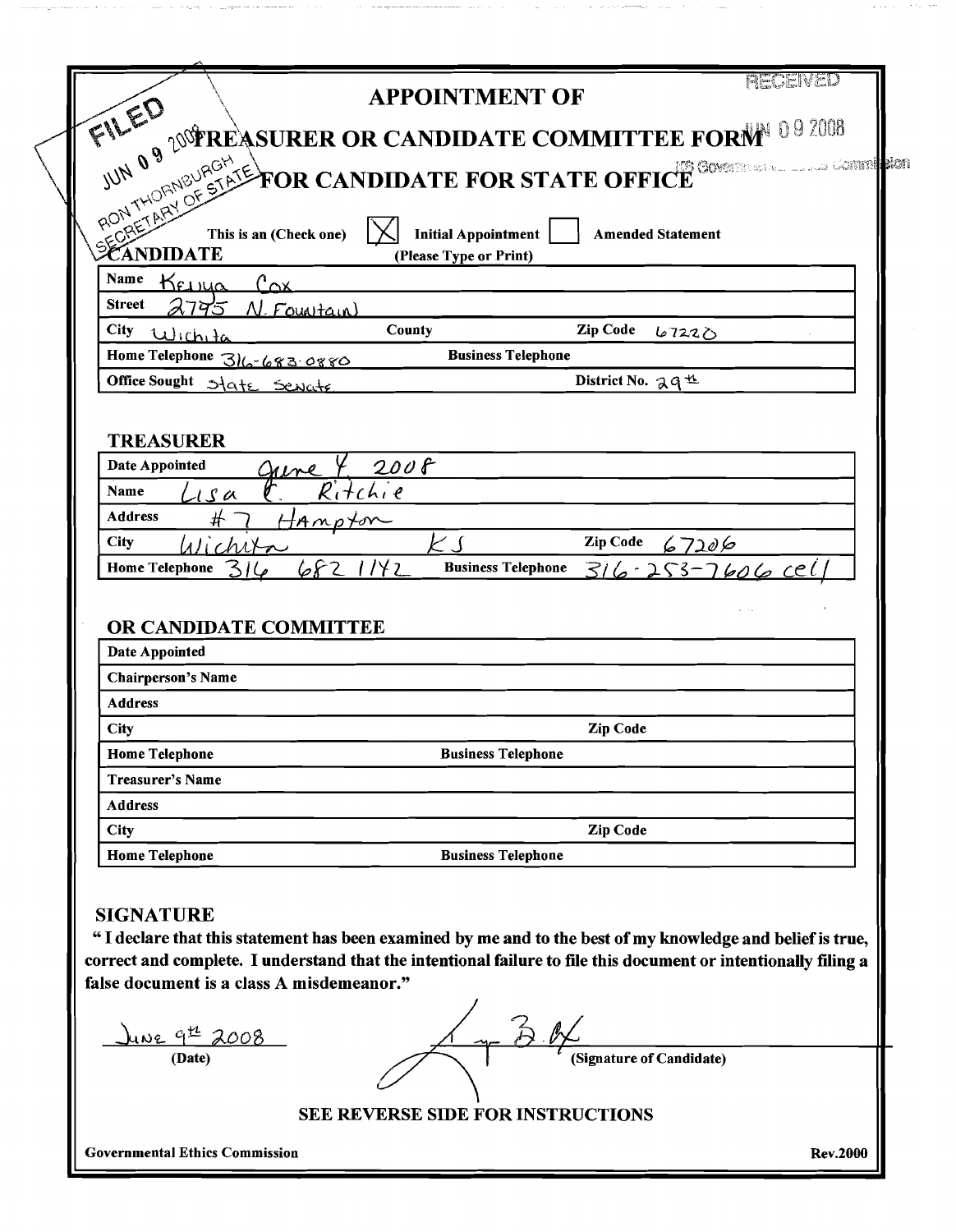FILED JUN 09 2008 RON THORNBURGH SECRETARY OF STATE

RECEIVED JUN 09 2008 KS Governmental Ethics Commission

# APPOINTMENT OF TREASURER OR CANDIDATE COMMITTEE FORM FOR CANDIDATE FOR STATE OFFICE

This is an (Check one) [X] Initial Appointment [ ] Amended Statement

## CANDIDATE

(Please Type or Print)

| | |
|---|---|
| Name Kelly Cox | |
| Street 2795 N. Fountain | |
| City Wichita County | Zip Code 67220 |
| Home Telephone 316-683-0880 | Business Telephone |
| Office Sought State Senate | District No. 29th |

## TREASURER

| | |
|---|---|
| Date Appointed June 4 2008 | |
| Name Lisa E. Ritchie | |
| Address #7 Hampton | |
| City Wichita KS | Zip Code 67206 |
| Home Telephone 316 682 1142 | Business Telephone 316-253-7606 cell |

## OR CANDIDATE COMMITTEE

| | |
|---|---|
| Date Appointed | |
| Chairperson's Name | |
| Address | |
| City | Zip Code |
| Home Telephone | Business Telephone |
| Treasurer's Name | |
| Address | |
| City | Zip Code |
| Home Telephone | Business Telephone |

## SIGNATURE

**"I declare that this statement has been examined by me and to the best of my knowledge and belief is true, correct and complete. I understand that the intentional failure to file this document or intentionally filing a false document is a class A misdemeanor."**

June 9th 2008
(Date)

[signature]
(Signature of Candidate)

**SEE REVERSE SIDE FOR INSTRUCTIONS**

Governmental Ethics Commission Rev.2000